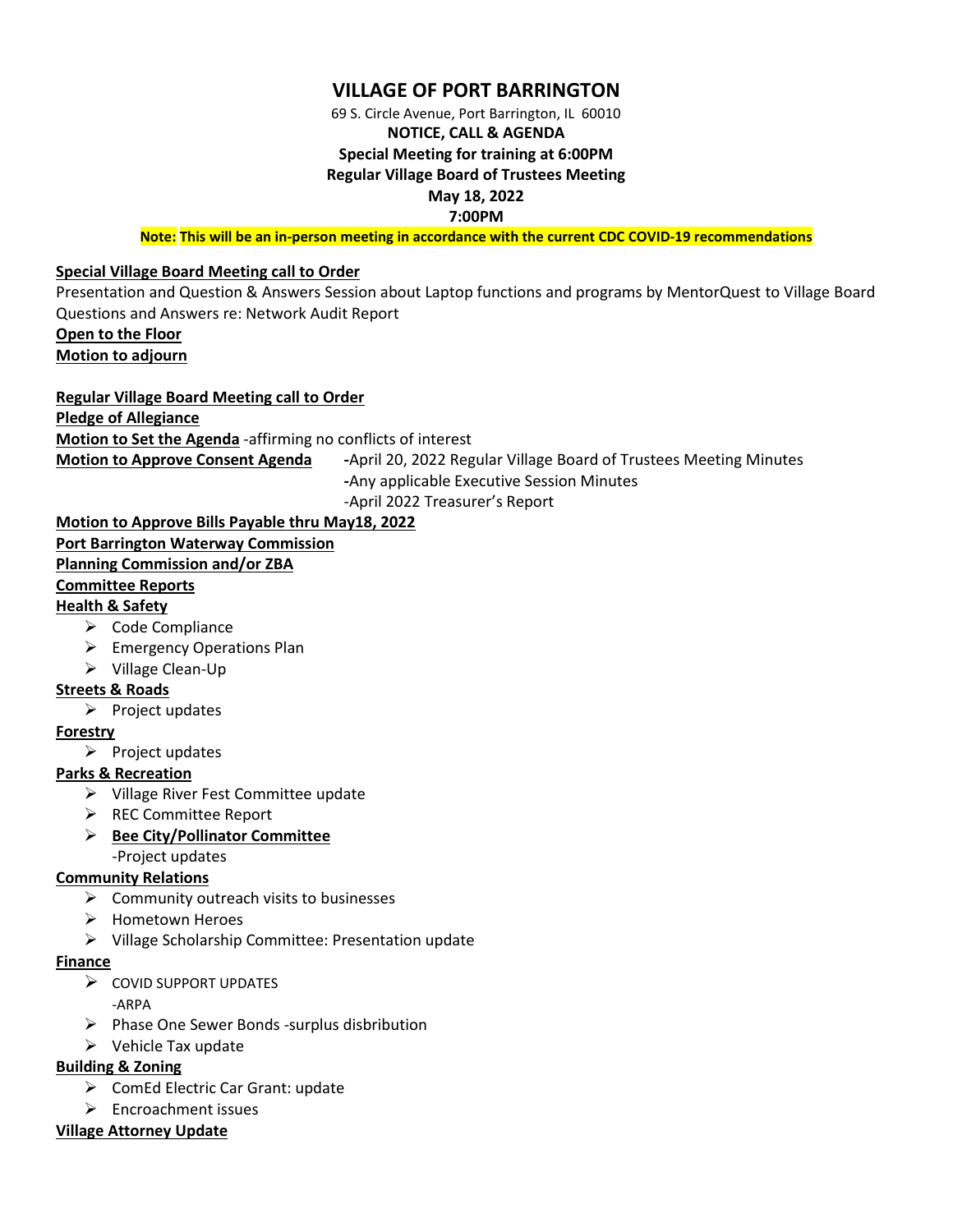# VILLAGE OF PORT BARRINGTON

69 S. Circle Avenue, Port Barrington, IL 60010

**NOTICE, CALL & AGENDA**

**Special Meeting for training at 6:00PM**

**Regular Village Board of Trustees Meeting**

**May 18, 2022**

**7:00PM**

**Note: This will be an in-person meeting in accordance with the current CDC COVID-19 recommendations**

**Special Village Board Meeting call to Order**

Presentation and Question & Answers Session about Laptop functions and programs by MentorQuest to Village Board

Questions and Answers re: Network Audit Report

**Open to the Floor**

**Motion to adjourn**

**Regular Village Board Meeting call to Order**

**Pledge of Allegiance**

**Motion to Set the Agenda** -affirming no conflicts of interest

**Motion to Approve Consent Agenda**
- -April 20, 2022 Regular Village Board of Trustees Meeting Minutes
- -Any applicable Executive Session Minutes
- -April 2022 Treasurer's Report

**Motion to Approve Bills Payable thru May18, 2022**

**Port Barrington Waterway Commission**

**Planning Commission and/or ZBA**

**Committee Reports**

**Health & Safety**
- Code Compliance
- Emergency Operations Plan
- Village Clean-Up

**Streets & Roads**
- Project updates

**Forestry**
- Project updates

**Parks & Recreation**
- Village River Fest Committee update
- REC Committee Report
- **Bee City/Pollinator Committee**
  -Project updates

**Community Relations**
- Community outreach visits to businesses
- Hometown Heroes
- Village Scholarship Committee: Presentation update

**Finance**
- COVID SUPPORT UPDATES
  -ARPA
- Phase One Sewer Bonds -surplus disbribution
- Vehicle Tax update

**Building & Zoning**
- ComEd Electric Car Grant: update
- Encroachment issues

**Village Attorney Update**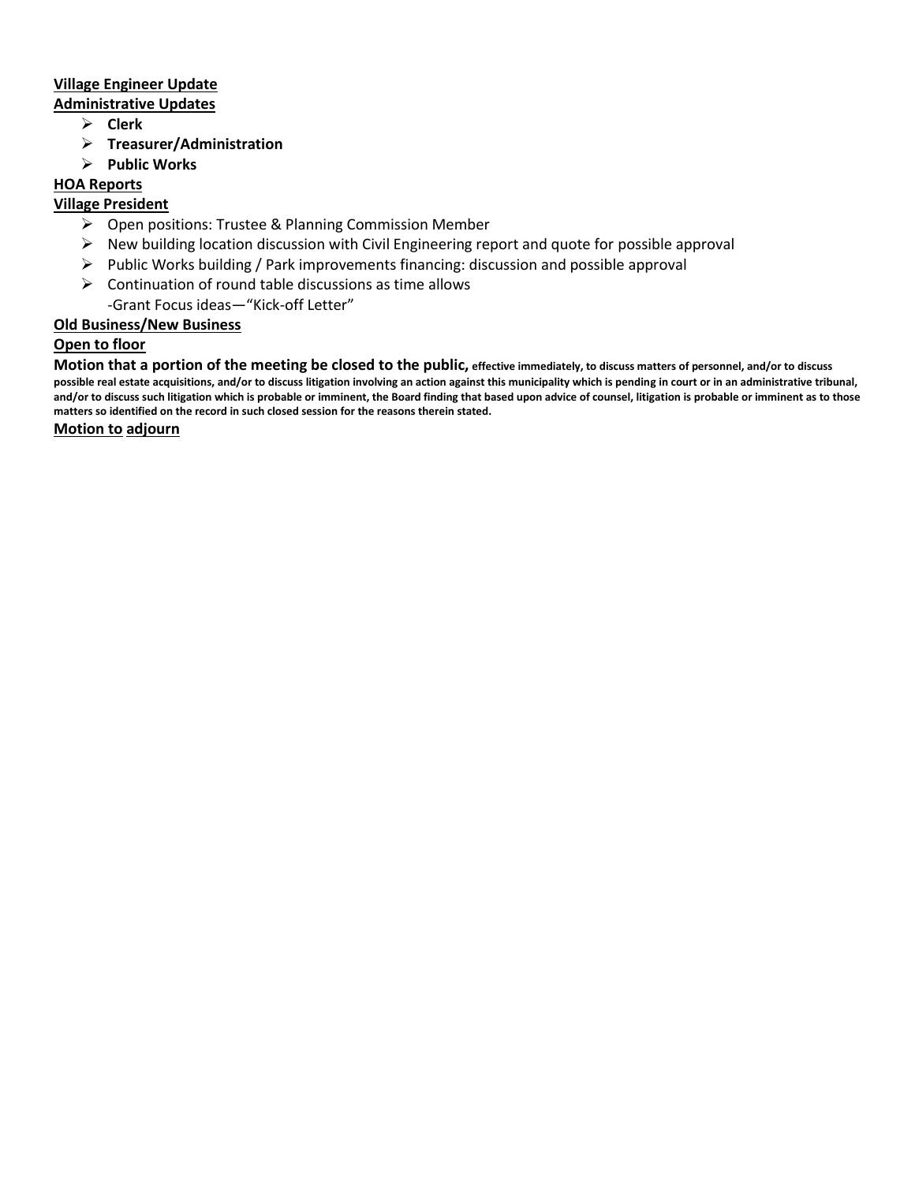**Village Engineer Update**

**Administrative Updates**

- **Clerk**
- **Treasurer/Administration**
- **Public Works**

**HOA Reports**

**Village President**

- Open positions: Trustee & Planning Commission Member
- New building location discussion with Civil Engineering report and quote for possible approval
- Public Works building / Park improvements financing: discussion and possible approval
- Continuation of round table discussions as time allows
  -Grant Focus ideas—"Kick-off Letter"

**Old Business/New Business**

**Open to floor**

**Motion that a portion of the meeting be closed to the public, effective immediately, to discuss matters of personnel, and/or to discuss possible real estate acquisitions, and/or to discuss litigation involving an action against this municipality which is pending in court or in an administrative tribunal, and/or to discuss such litigation which is probable or imminent, the Board finding that based upon advice of counsel, litigation is probable or imminent as to those matters so identified on the record in such closed session for the reasons therein stated.**

**Motion to adjourn**